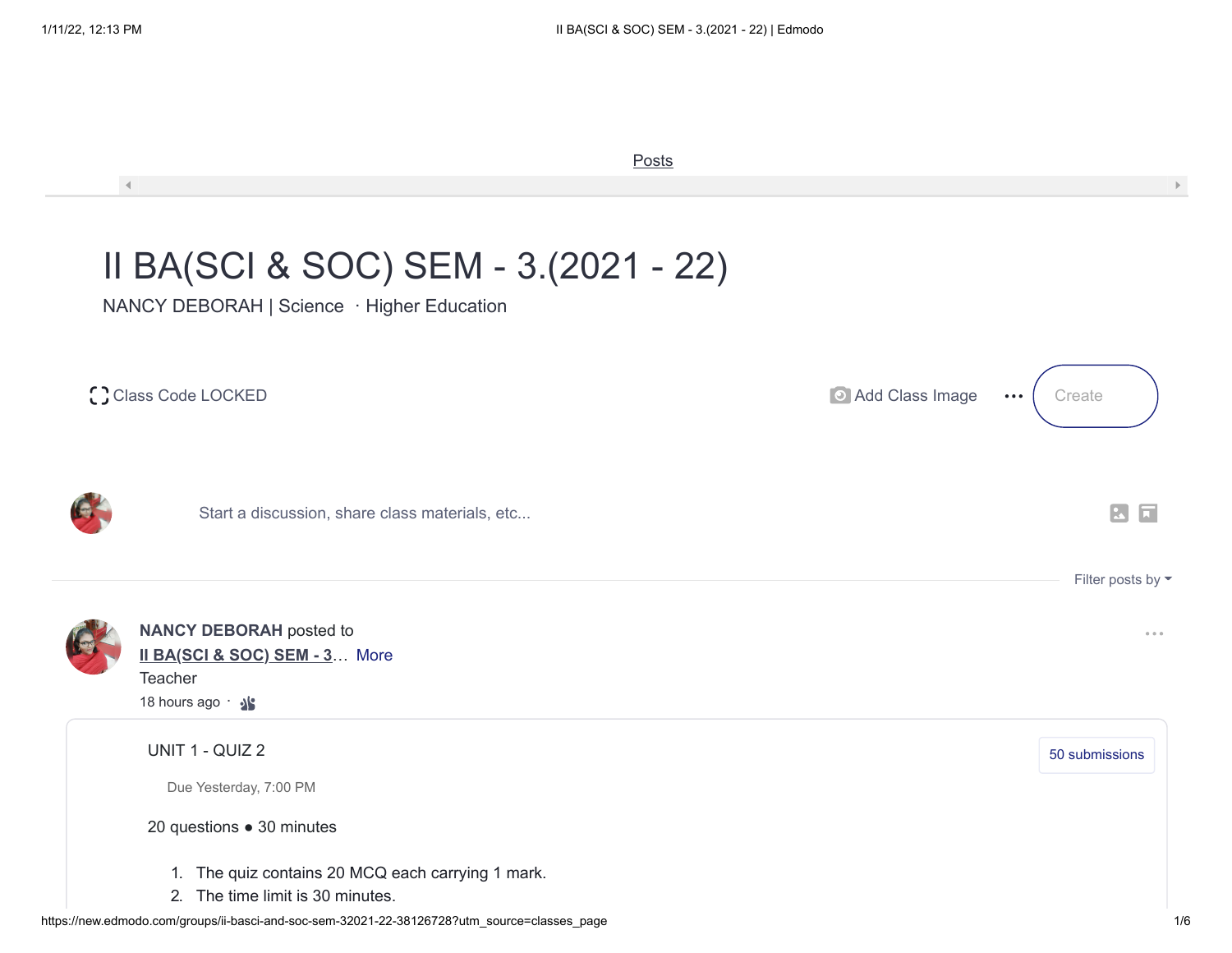Posts

# II BA(SCI & SOC) SEM - 3.(2021 - 22)

NANCY DEBORAH | Science · Higher Education

Class Code LOCKED

Add Class Image ••• Create

Start a discussion, share class materials, etc...

Filter posts by

**NANCY DEBORAH** posted to

II BA(SCI & SOC) SEM - 3... More

Teacher

18 hours ago ·

UNIT 1 - QUIZ 2

50 submissions

Due Yesterday, 7:00 PM

20 questions ● 30 minutes

1. The quiz contains 20 MCQ each carrying 1 mark.
2. The time limit is 30 minutes.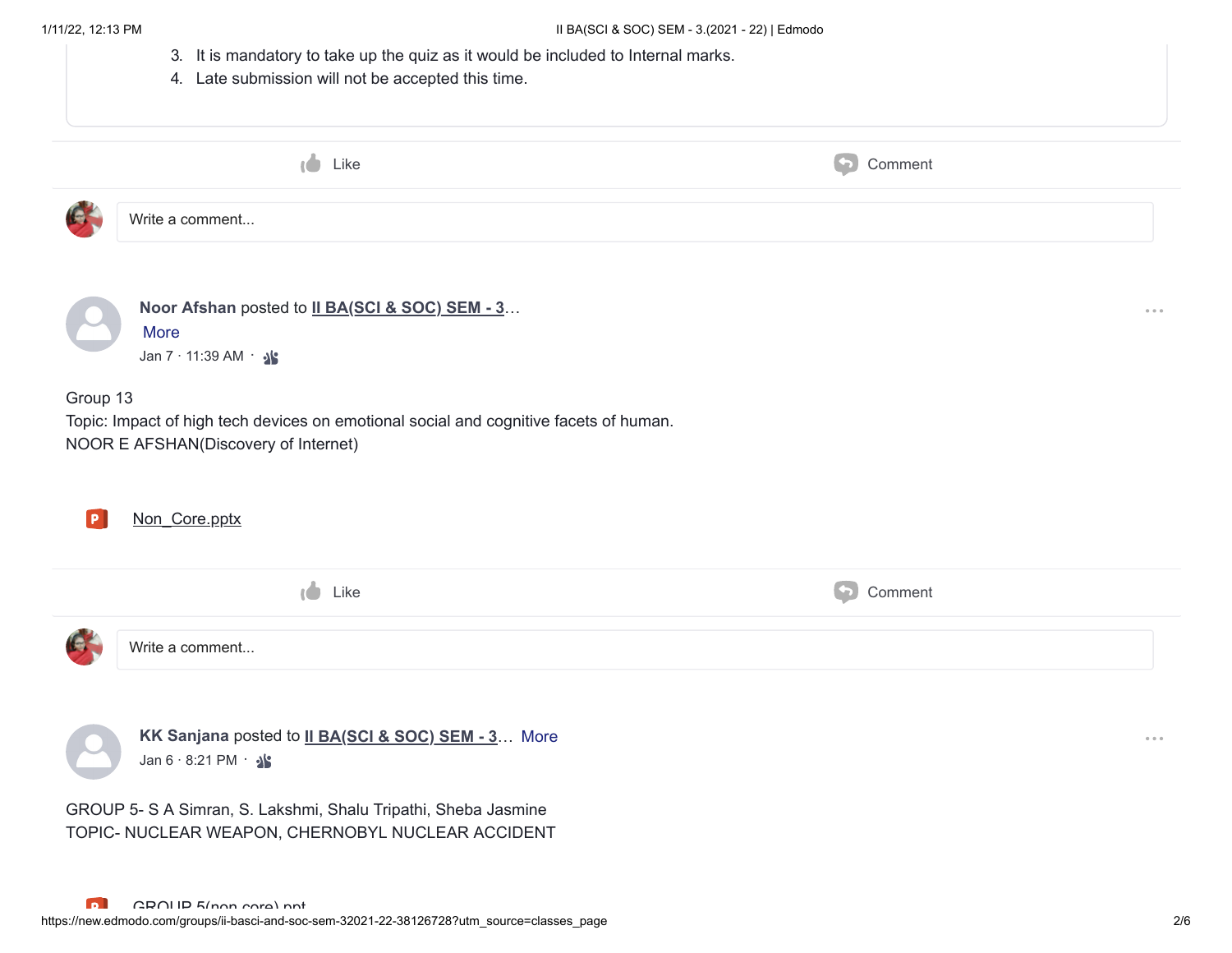3. It is mandatory to take up the quiz as it would be included to Internal marks.
4. Late submission will not be accepted this time.

Like Comment

Write a comment...

**Noor Afshan** posted to II BA(SCI & SOC) SEM - 3... More
Jan 7 · 11:39 AM ·

Group 13
Topic: Impact of high tech devices on emotional social and cognitive facets of human.
NOOR E AFSHAN(Discovery of Internet)

Non_Core.pptx

Like Comment

Write a comment...

**KK Sanjana** posted to II BA(SCI & SOC) SEM - 3... More
Jan 6 · 8:21 PM ·

GROUP 5- S A Simran, S. Lakshmi, Shalu Tripathi, Sheba Jasmine
TOPIC- NUCLEAR WEAPON, CHERNOBYL NUCLEAR ACCIDENT

GROUP 5(non core).ppt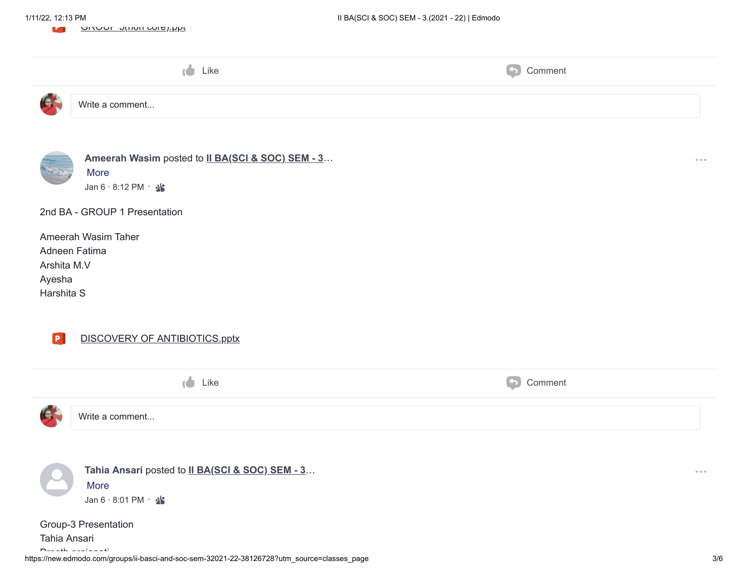GROUP 3(non core).ppt

Like Comment

Write a comment...

**Ameerah Wasim** posted to **II BA(SCI & SOC) SEM - 3...**
More
Jan 6 · 8:12 PM ·

2nd BA - GROUP 1 Presentation

Ameerah Wasim Taher
Adneen Fatima
Arshita M.V
Ayesha
Harshita S

DISCOVERY OF ANTIBIOTICS.pptx

Like Comment

Write a comment...

**Tahia Ansari** posted to **II BA(SCI & SOC) SEM - 3...**
More
Jan 6 · 8:01 PM ·

Group-3 Presentation
Tahia Ansari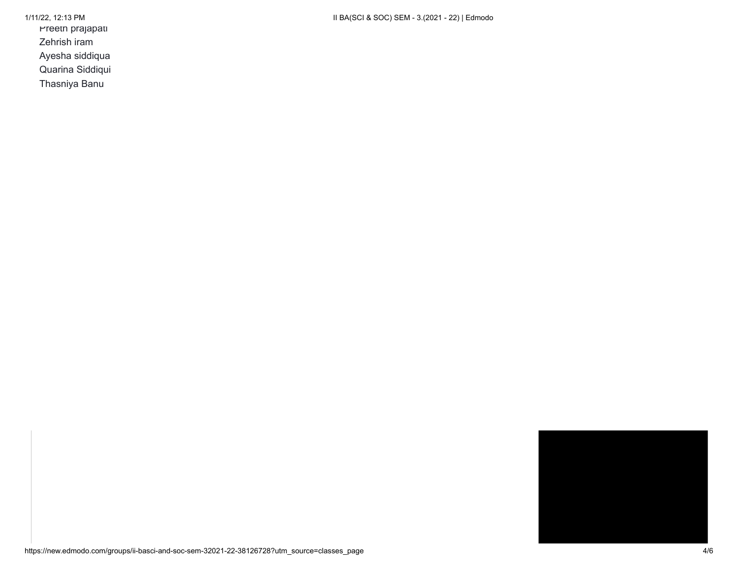Preeth prajapati  
Zehrish iram  
Ayesha siddiqua  
Quarina Siddiqui  
Thasniya Banu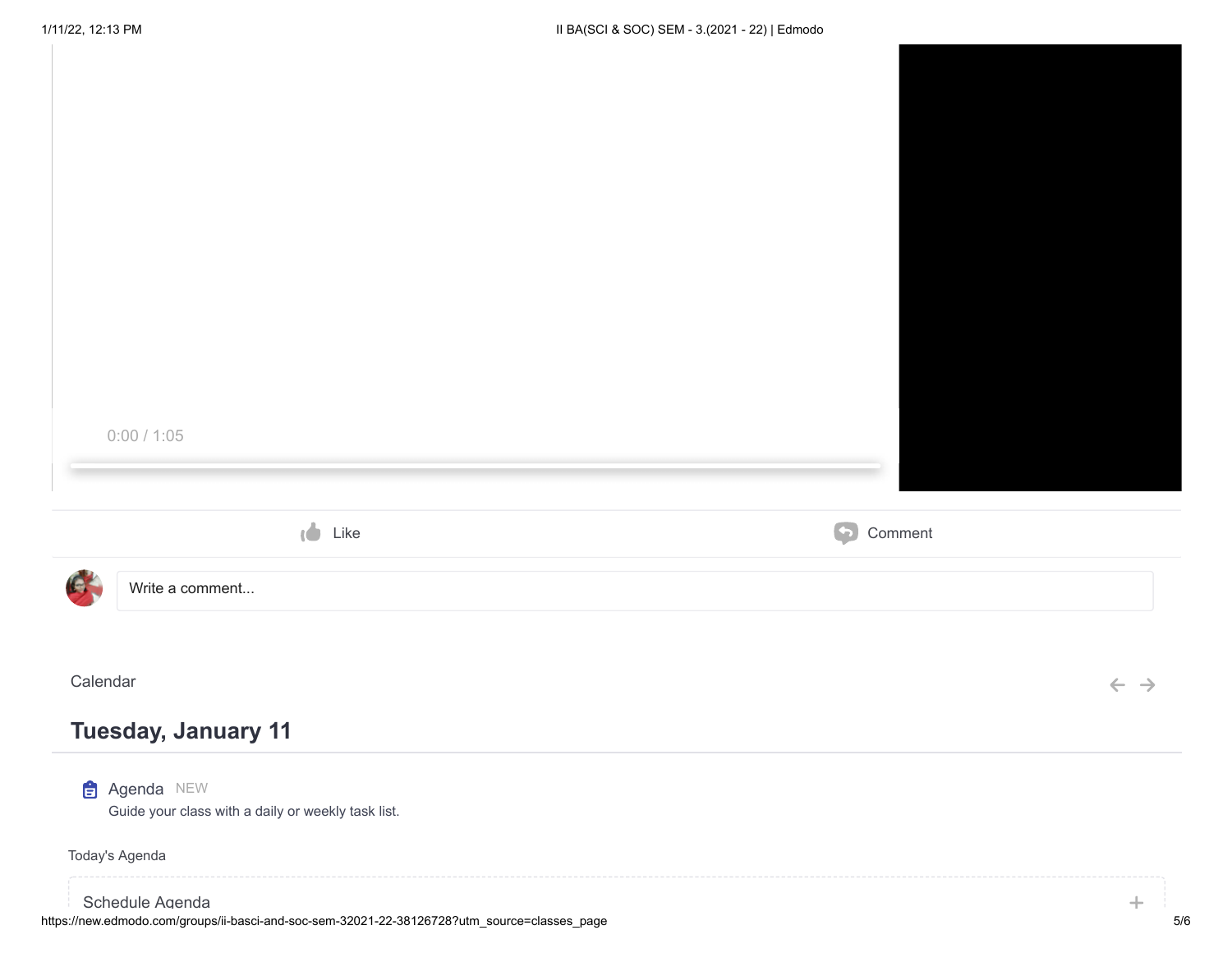0:00 / 1:05

Like

Comment

Write a comment...

Calendar

## Tuesday, January 11

Agenda NEW

Guide your class with a daily or weekly task list.

Today's Agenda

Schedule Agenda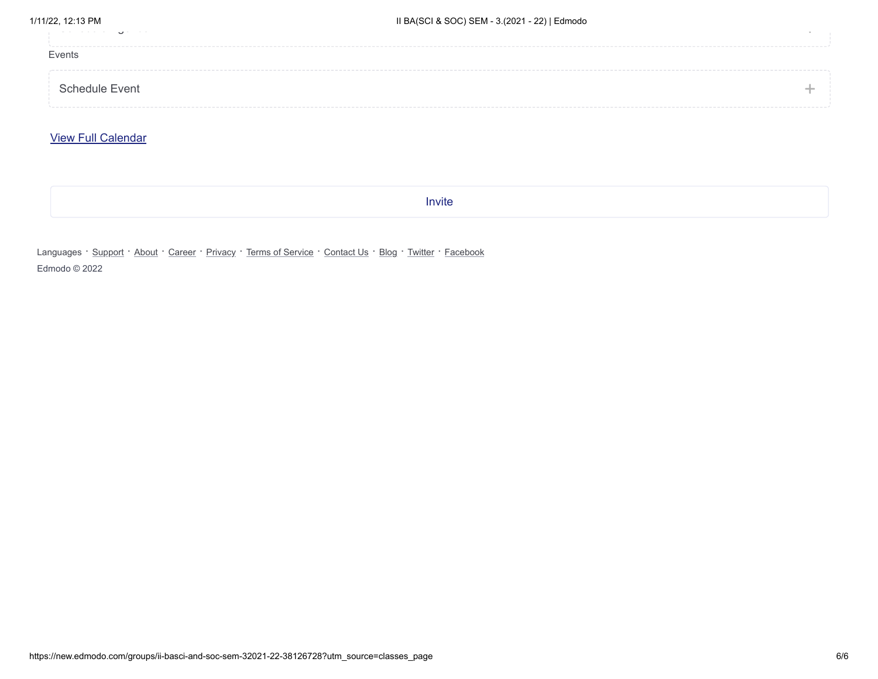Events

Schedule Event +

View Full Calendar

Invite

Languages · Support · About · Career · Privacy · Terms of Service · Contact Us · Blog · Twitter · Facebook

Edmodo © 2022